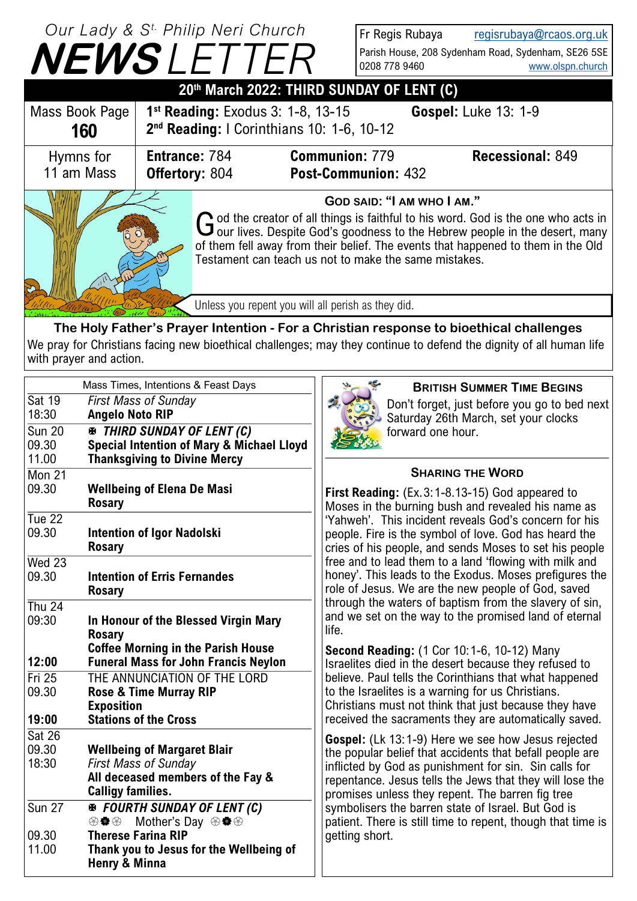# Our Lady & St. Philip Neri Church NEWSLETTER

Fr Regis Rubaya regisrubaya@rcaos.org.uk
Parish House, 208 Sydenham Road, Sydenham, SE26 5SE
0208 778 9460 www.olspn.church

## 20th March 2022: THIRD SUNDAY OF LENT (C)

| Mass Book Page **160** | **1st Reading:** Exodus 3: 1-8, 13-15 **2nd Reading:** I Corinthians 10: 1-6, 10-12 | **Gospel:** Luke 13: 1-9 |
|---|---|---|

| Hymns for 11 am Mass | **Entrance:** 784 | **Communion:** 779 | **Recessional:** 849 |
|---|---|---|---|
| | **Offertory:** 804 | **Post-Communion:** 432 | |

### GOD SAID: "I AM WHO I AM."

God the creator of all things is faithful to his word. God is the one who acts in our lives. Despite God's goodness to the Hebrew people in the desert, many of them fell away from their belief. The events that happened to them in the Old Testament can teach us not to make the same mistakes.

Unless you repent you will all perish as they did.

**The Holy Father's Prayer Intention - For a Christian response to bioethical challenges**

We pray for Christians facing new bioethical challenges; may they continue to defend the dignity of all human life with prayer and action.

### Mass Times, Intentions & Feast Days

| | |
|---|---|
| Sat 19 | *First Mass of Sunday* |
| 18:30 | **Angelo Noto RIP** |
| Sun 20 | ✠ ***THIRD SUNDAY OF LENT (C)*** |
| 09.30 | **Special Intention of Mary & Michael Lloyd** |
| 11.00 | **Thanksgiving to Divine Mercy** |
| Mon 21 | |
| 09.30 | **Wellbeing of Elena De Masi** |
| | **Rosary** |
| Tue 22 | |
| 09.30 | **Intention of Igor Nadolski** |
| | **Rosary** |
| Wed 23 | |
| 09.30 | **Intention of Erris Fernandes** |
| | **Rosary** |
| Thu 24 | |
| 09:30 | **In Honour of the Blessed Virgin Mary** |
| | **Rosary** |
| | **Coffee Morning in the Parish House** |
| **12:00** | **Funeral Mass for John Francis Neylon** |
| Fri 25 | THE ANNUNCIATION OF THE LORD |
| 09.30 | **Rose & Time Murray RIP** |
| | **Exposition** |
| **19:00** | **Stations of the Cross** |
| Sat 26 | |
| 09.30 | **Wellbeing of Margaret Blair** |
| 18:30 | *First Mass of Sunday* |
| | **All deceased members of the Fay & Calligy families.** |
| Sun 27 | ✠ ***FOURTH SUNDAY OF LENT (C)*** |
| | Mother's Day |
| 09.30 | **Therese Farina RIP** |
| 11.00 | **Thank you to Jesus for the Wellbeing of Henry & Minna** |

### BRITISH SUMMER TIME BEGINS

Don't forget, just before you go to bed next Saturday 26th March, set your clocks forward one hour.

### SHARING THE WORD

**First Reading:** (Ex.3:1-8.13-15) God appeared to Moses in the burning bush and revealed his name as 'Yahweh'. This incident reveals God's concern for his people. Fire is the symbol of love. God has heard the cries of his people, and sends Moses to set his people free and to lead them to a land 'flowing with milk and honey'. This leads to the Exodus. Moses prefigures the role of Jesus. We are the new people of God, saved through the waters of baptism from the slavery of sin, and we set on the way to the promised land of eternal life.

**Second Reading:** (1 Cor 10:1-6, 10-12) Many Israelites died in the desert because they refused to believe. Paul tells the Corinthians that what happened to the Israelites is a warning for us Christians. Christians must not think that just because they have received the sacraments they are automatically saved.

**Gospel:** (Lk 13:1-9) Here we see how Jesus rejected the popular belief that accidents that befall people are inflicted by God as punishment for sin. Sin calls for repentance. Jesus tells the Jews that they will lose the promises unless they repent. The barren fig tree symbolisers the barren state of Israel. But God is patient. There is still time to repent, though that time is getting short.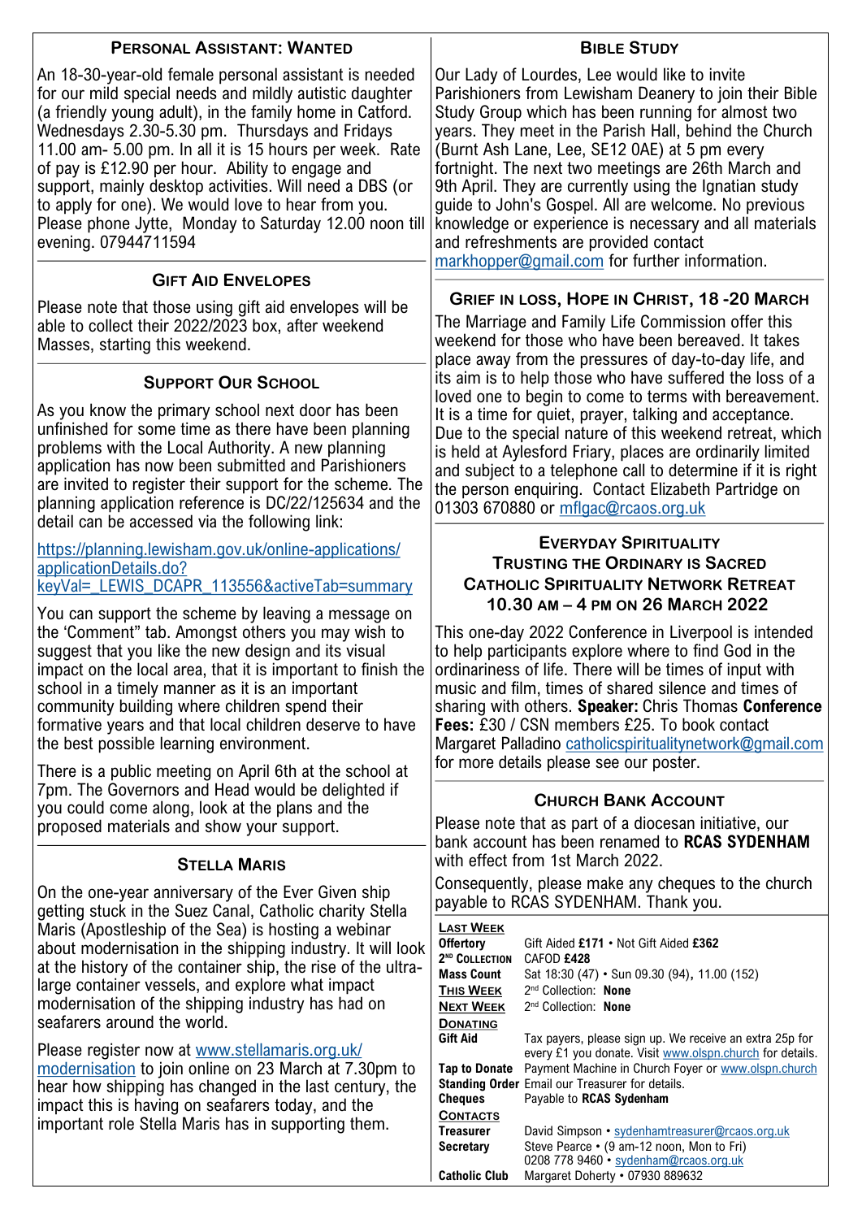## Personal Assistant: Wanted

An 18-30-year-old female personal assistant is needed for our mild special needs and mildly autistic daughter (a friendly young adult), in the family home in Catford. Wednesdays 2.30-5.30 pm. Thursdays and Fridays 11.00 am- 5.00 pm. In all it is 15 hours per week. Rate of pay is £12.90 per hour. Ability to engage and support, mainly desktop activities. Will need a DBS (or to apply for one). We would love to hear from you. Please phone Jytte, Monday to Saturday 12.00 noon till evening. 07944711594

## Gift Aid Envelopes

Please note that those using gift aid envelopes will be able to collect their 2022/2023 box, after weekend Masses, starting this weekend.

## Support Our School

As you know the primary school next door has been unfinished for some time as there have been planning problems with the Local Authority. A new planning application has now been submitted and Parishioners are invited to register their support for the scheme. The planning application reference is DC/22/125634 and the detail can be accessed via the following link:

https://planning.lewisham.gov.uk/online-applications/applicationDetails.do?keyVal=_LEWIS_DCAPR_113556&activeTab=summary

You can support the scheme by leaving a message on the 'Comment" tab. Amongst others you may wish to suggest that you like the new design and its visual impact on the local area, that it is important to finish the school in a timely manner as it is an important community building where children spend their formative years and that local children deserve to have the best possible learning environment.

There is a public meeting on April 6th at the school at 7pm. The Governors and Head would be delighted if you could come along, look at the plans and the proposed materials and show your support.

## Stella Maris

On the one-year anniversary of the Ever Given ship getting stuck in the Suez Canal, Catholic charity Stella Maris (Apostleship of the Sea) is hosting a webinar about modernisation in the shipping industry. It will look at the history of the container ship, the rise of the ultra-large container vessels, and explore what impact modernisation of the shipping industry has had on seafarers around the world.

Please register now at www.stellamaris.org.uk/modernisation to join online on 23 March at 7.30pm to hear how shipping has changed in the last century, the impact this is having on seafarers today, and the important role Stella Maris has in supporting them.

## Bible Study

Our Lady of Lourdes, Lee would like to invite Parishioners from Lewisham Deanery to join their Bible Study Group which has been running for almost two years. They meet in the Parish Hall, behind the Church (Burnt Ash Lane, Lee, SE12 0AE) at 5 pm every fortnight. The next two meetings are 26th March and 9th April. They are currently using the Ignatian study guide to John's Gospel. All are welcome. No previous knowledge or experience is necessary and all materials and refreshments are provided contact markhopper@gmail.com for further information.

## Grief in Loss, Hope in Christ, 18 -20 March

The Marriage and Family Life Commission offer this weekend for those who have been bereaved. It takes place away from the pressures of day-to-day life, and its aim is to help those who have suffered the loss of a loved one to begin to come to terms with bereavement. It is a time for quiet, prayer, talking and acceptance. Due to the special nature of this weekend retreat, which is held at Aylesford Friary, places are ordinarily limited and subject to a telephone call to determine if it is right the person enquiring. Contact Elizabeth Partridge on 01303 670880 or mflgac@rcaos.org.uk

## Everyday Spirituality
## Trusting the Ordinary is Sacred
## Catholic Spirituality Network Retreat
## 10.30 am – 4 pm on 26 March 2022

This one-day 2022 Conference in Liverpool is intended to help participants explore where to find God in the ordinariness of life. There will be times of input with music and film, times of shared silence and times of sharing with others. **Speaker:** Chris Thomas **Conference Fees:** £30 / CSN members £25. To book contact Margaret Palladino catholicspiritualitynetwork@gmail.com for more details please see our poster.

## Church Bank Account

Please note that as part of a diocesan initiative, our bank account has been renamed to **RCAS SYDENHAM** with effect from 1st March 2022.

Consequently, please make any cheques to the church payable to RCAS SYDENHAM. Thank you.

**Last Week**

| | |
|---|---|
| **Offertory** | Gift Aided **£171** • Not Gift Aided **£362** |
| **2nd Collection** | CAFOD **£428** |
| **Mass Count** | Sat 18:30 (47) • Sun 09.30 (94), 11.00 (152) |
| **This Week** | 2nd Collection: **None** |
| **Next Week** | 2nd Collection: **None** |

**Donating**

| | |
|---|---|
| **Gift Aid** | Tax payers, please sign up. We receive an extra 25p for every £1 you donate. Visit www.olspn.church for details. |
| **Tap to Donate** | Payment Machine in Church Foyer or www.olspn.church |
| **Standing Order** | Email our Treasurer for details. |
| **Cheques** | Payable to **RCAS Sydenham** |

**Contacts**

| | |
|---|---|
| **Treasurer** | David Simpson • sydenhamtreasurer@rcaos.org.uk |
| **Secretary** | Steve Pearce • (9 am-12 noon, Mon to Fri) 0208 778 9460 • sydenham@rcaos.org.uk |
| **Catholic Club** | Margaret Doherty • 07930 889632 |